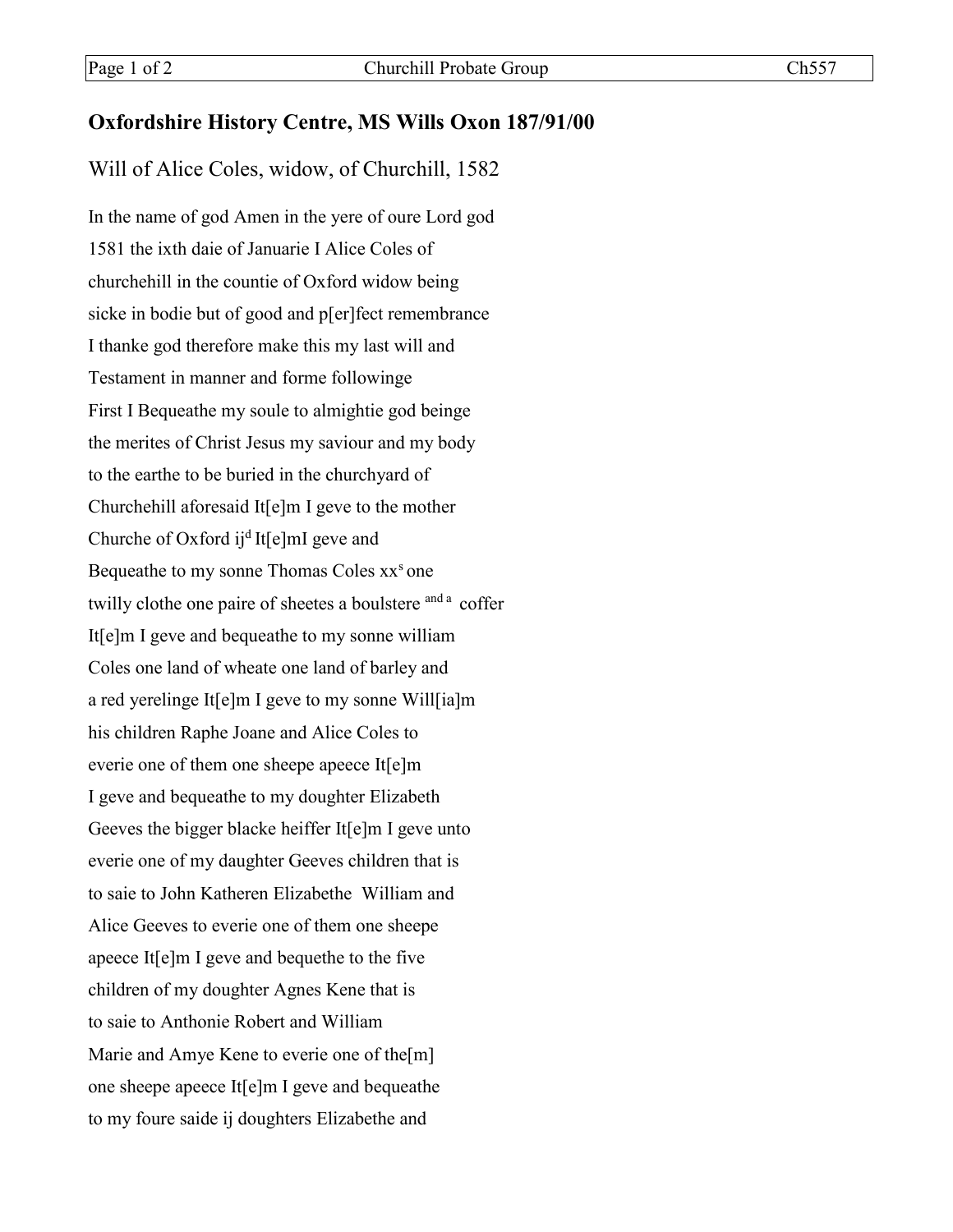## Oxfordshire History Centre, MS Wills Oxon 187/91/00

Will of Alice Coles, widow, of Churchill, 1582

In the name of god Amen in the yere of oure Lord god
1581 the ixth daie of Januarie I Alice Coles of
churchehill in the countie of Oxford widow being
sicke in bodie but of good and p[er]fect remembrance
I thanke god therefore make this my last will and
Testament in manner and forme followinge
First I Bequeathe my soule to almightie god beinge
the merites of Christ Jesus my saviour and my body
to the earthe to be buried in the churchyard of
Churchehill aforesaid It[e]m I geve to the mother
Churche of Oxford ij[d] It[e]mI geve and
Bequeathe to my sonne Thomas Coles xx[s] one
twilly clothe one paire of sheetes a boulstere [and a] coffer
It[e]m I geve and bequeathe to my sonne william
Coles one land of wheate one land of barley and
a red yerelinge It[e]m I geve to my sonne Will[ia]m
his children Raphe Joane and Alice Coles to
everie one of them one sheepe apeece It[e]m
I geve and bequeathe to my doughter Elizabeth
Geeves the bigger blacke heiffer It[e]m I geve unto
everie one of my daughter Geeves children that is
to saie to John Katheren Elizabethe William and
Alice Geeves to everie one of them one sheepe
apeece It[e]m I geve and bequethe to the five
children of my doughter Agnes Kene that is
to saie to Anthonie Robert and William
Marie and Amye Kene to everie one of the[m]
one sheepe apeece It[e]m I geve and bequeathe
to my foure saide ij doughters Elizabethe and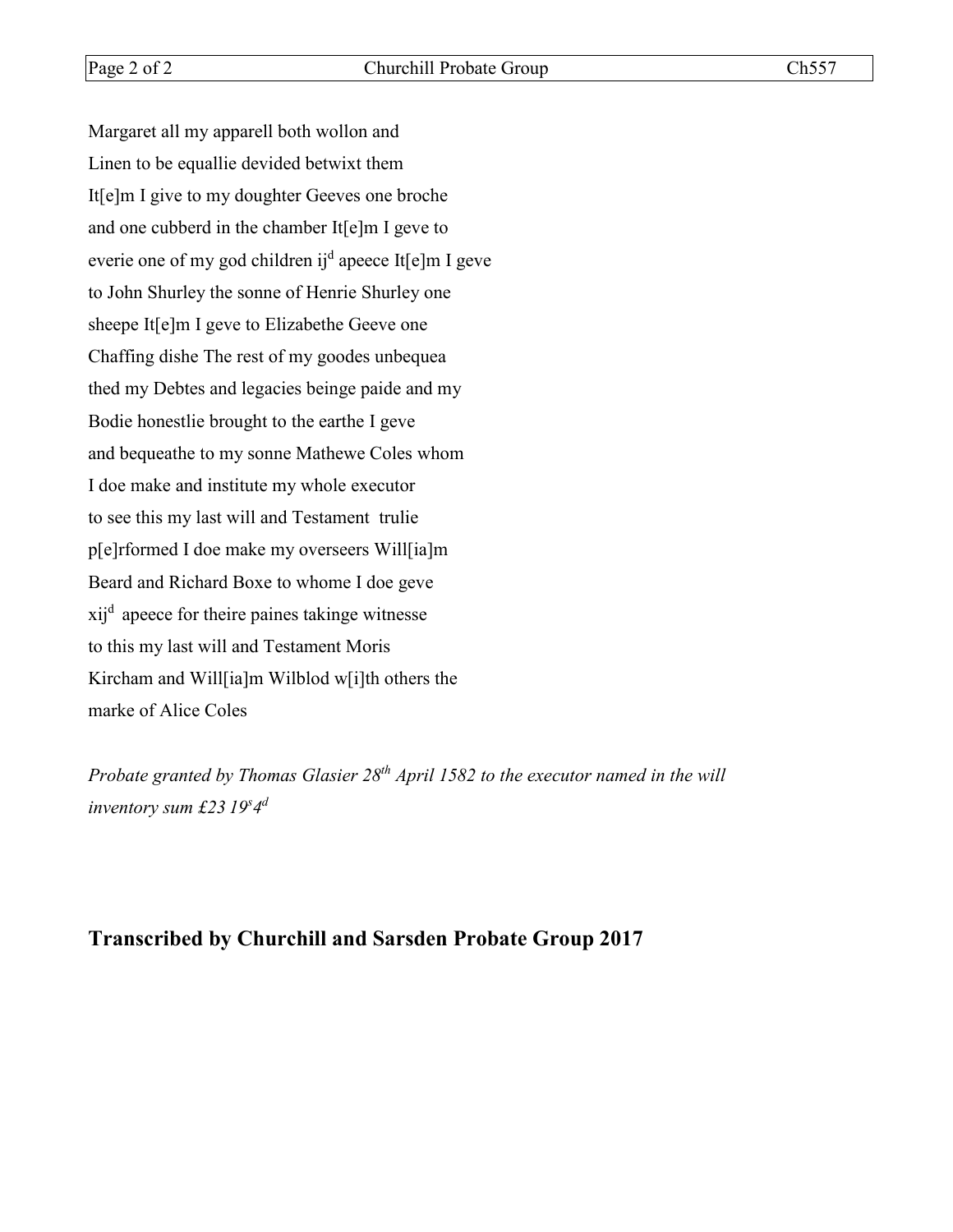Margaret all my apparell both wollon and
Linen to be equallie devided betwixt them
It[e]m I give to my doughter Geeves one broche
and one cubberd in the chamber It[e]m I geve to
everie one of my god children ij$^{d}$ apeece It[e]m I geve
to John Shurley the sonne of Henrie Shurley one
sheepe It[e]m I geve to Elizabethe Geeve one
Chaffing dishe The rest of my goodes unbequea
thed my Debtes and legacies beinge paide and my
Bodie honestlie brought to the earthe I geve
and bequeathe to my sonne Mathewe Coles whom
I doe make and institute my whole executor
to see this my last will and Testament trulie
p[e]rformed I doe make my overseers Will[ia]m
Beard and Richard Boxe to whome I doe geve
xij$^{d}$ apeece for theire paines takinge witnesse
to this my last will and Testament Moris
Kircham and Will[ia]m Wilblod w[i]th others the
marke of Alice Coles

*Probate granted by Thomas Glasier 28th April 1582 to the executor named in the will*
*inventory sum £23 19$^{s}$ 4$^{d}$*

**Transcribed by Churchill and Sarsden Probate Group 2017**